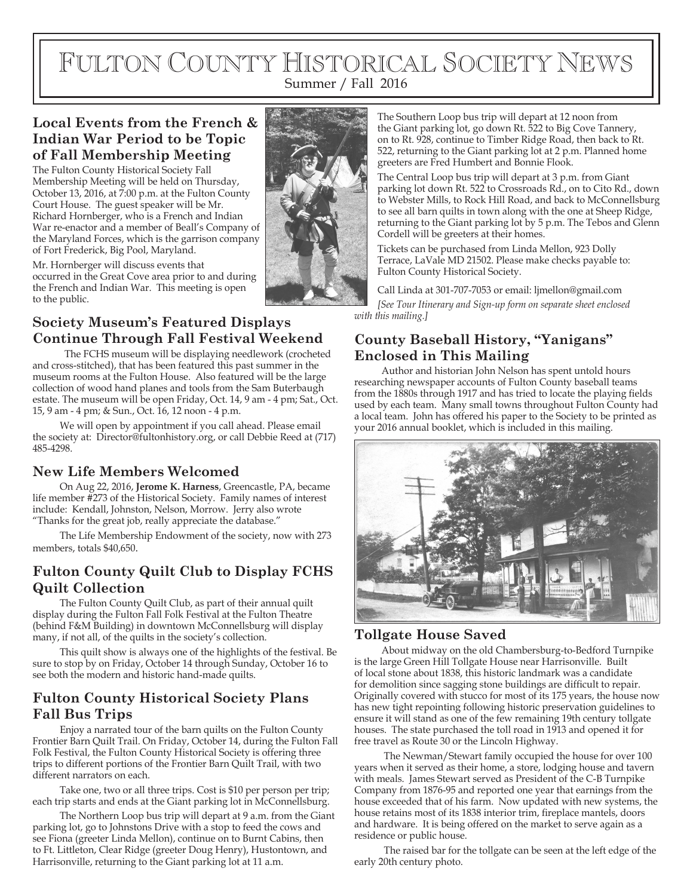# Fulton County Historical Society News

Summer / Fall 2016

## Local Events from the French & Indian War Period to be Topic of Fall Membership Meeting

The Fulton County Historical Society Fall Membership Meeting will be held on Thursday, October 13, 2016, at 7:00 p.m. at the Fulton County Court House. The guest speaker will be Mr. Richard Hornberger, who is a French and Indian War re-enactor and a member of Beall's Company of the Maryland Forces, which is the garrison company of Fort Frederick, Big Pool, Maryland.

Mr. Hornberger will discuss events that occurred in the Great Cove area prior to and during the French and Indian War. This meeting is open to the public.

## Society Museum's Featured Displays Continue Through Fall Festival Weekend

The FCHS museum will be displaying needlework (crocheted and cross-stitched), that has been featured this past summer in the museum rooms at the Fulton House. Also featured will be the large collection of wood hand planes and tools from the Sam Buterbaugh estate. The museum will be open Friday, Oct. 14, 9 am - 4 pm; Sat., Oct. 15, 9 am - 4 pm; & Sun., Oct. 16, 12 noon - 4 p.m.

We will open by appointment if you call ahead. Please email the society at: Director@fultonhistory.org, or call Debbie Reed at (717) 485-4298.

## New Life Members Welcomed

On Aug 22, 2016, **Jerome K. Harness**, Greencastle, PA, became life member #273 of the Historical Society. Family names of interest include: Kendall, Johnston, Nelson, Morrow. Jerry also wrote "Thanks for the great job, really appreciate the database."

The Life Membership Endowment of the society, now with 273 members, totals $40,650.

## Fulton County Quilt Club to Display FCHS Quilt Collection

The Fulton County Quilt Club, as part of their annual quilt display during the Fulton Fall Folk Festival at the Fulton Theatre (behind F&M Building) in downtown McConnellsburg will display many, if not all, of the quilts in the society's collection.

This quilt show is always one of the highlights of the festival. Be sure to stop by on Friday, October 14 through Sunday, October 16 to see both the modern and historic hand-made quilts.

## Fulton County Historical Society Plans Fall Bus Trips

Enjoy a narrated tour of the barn quilts on the Fulton County Frontier Barn Quilt Trail. On Friday, October 14, during the Fulton Fall Folk Festival, the Fulton County Historical Society is offering three trips to different portions of the Frontier Barn Quilt Trail, with two different narrators on each.

Take one, two or all three trips. Cost is $10 per person per trip; each trip starts and ends at the Giant parking lot in McConnellsburg.

The Northern Loop bus trip will depart at 9 a.m. from the Giant parking lot, go to Johnstons Drive with a stop to feed the cows and see Fiona (greeter Linda Mellon), continue on to Burnt Cabins, then to Ft. Littleton, Clear Ridge (greeter Doug Henry), Hustontown, and Harrisonville, returning to the Giant parking lot at 11 a.m.

The Southern Loop bus trip will depart at 12 noon from the Giant parking lot, go down Rt. 522 to Big Cove Tannery, on to Rt. 928, continue to Timber Ridge Road, then back to Rt. 522, returning to the Giant parking lot at 2 p.m. Planned home greeters are Fred Humbert and Bonnie Flook.

The Central Loop bus trip will depart at 3 p.m. from Giant parking lot down Rt. 522 to Crossroads Rd., on to Cito Rd., down to Webster Mills, to Rock Hill Road, and back to McConnellsburg to see all barn quilts in town along with the one at Sheep Ridge, returning to the Giant parking lot by 5 p.m. The Tebos and Glenn Cordell will be greeters at their homes.

Tickets can be purchased from Linda Mellon, 923 Dolly Terrace, LaVale MD 21502. Please make checks payable to: Fulton County Historical Society.

Call Linda at 301-707-7053 or email: ljmellon@gmail.com

*[See Tour Itinerary and Sign-up form on separate sheet enclosed with this mailing.]*

## County Baseball History, "Yanigans" Enclosed in This Mailing

Author and historian John Nelson has spent untold hours researching newspaper accounts of Fulton County baseball teams from the 1880s through 1917 and has tried to locate the playing fields used by each team. Many small towns throughout Fulton County had a local team. John has offered his paper to the Society to be printed as your 2016 annual booklet, which is included in this mailing.

## Tollgate House Saved

About midway on the old Chambersburg-to-Bedford Turnpike is the large Green Hill Tollgate House near Harrisonville. Built of local stone about 1838, this historic landmark was a candidate for demolition since sagging stone buildings are difficult to repair. Originally covered with stucco for most of its 175 years, the house now has new tight repointing following historic preservation guidelines to ensure it will stand as one of the few remaining 19th century tollgate houses. The state purchased the toll road in 1913 and opened it for free travel as Route 30 or the Lincoln Highway.

The Newman/Stewart family occupied the house for over 100 years when it served as their home, a store, lodging house and tavern with meals. James Stewart served as President of the C-B Turnpike Company from 1876-95 and reported one year that earnings from the house exceeded that of his farm. Now updated with new systems, the house retains most of its 1838 interior trim, fireplace mantels, doors and hardware. It is being offered on the market to serve again as a residence or public house.

The raised bar for the tollgate can be seen at the left edge of the early 20th century photo.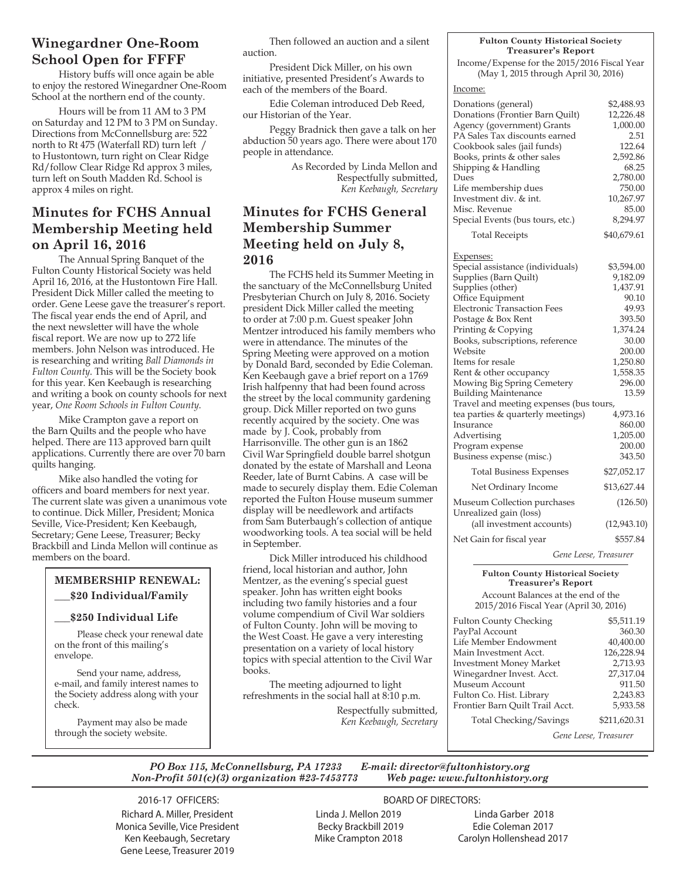## Winegardner One-Room School Open for FFFF

History buffs will once again be able to enjoy the restored Winegardner One-Room School at the northern end of the county.

Hours will be from 11 AM to 3 PM on Saturday and 12 PM to 3 PM on Sunday. Directions from McConnellsburg are: 522 north to Rt 475 (Waterfall RD) turn left / to Hustontown, turn right on Clear Ridge Rd/follow Clear Ridge Rd approx 3 miles, turn left on South Madden Rd. School is approx 4 miles on right.

## Minutes for FCHS Annual Membership Meeting held on April 16, 2016

The Annual Spring Banquet of the Fulton County Historical Society was held April 16, 2016, at the Hustontown Fire Hall. President Dick Miller called the meeting to order. Gene Leese gave the treasurer's report. The fiscal year ends the end of April, and the next newsletter will have the whole fiscal report. We are now up to 272 life members. John Nelson was introduced. He is researching and writing *Ball Diamonds in Fulton County*. This will be the Society book for this year. Ken Keebaugh is researching and writing a book on county schools for next year, *One Room Schools in Fulton County*.

Mike Crampton gave a report on the Barn Quilts and the people who have helped. There are 113 approved barn quilt applications. Currently there are over 70 barn quilts hanging.

Mike also handled the voting for officers and board members for next year. The current slate was given a unanimous vote to continue. Dick Miller, President; Monica Seville, Vice-President; Ken Keebaugh, Secretary; Gene Leese, Treasurer; Becky Brackbill and Linda Mellon will continue as members on the board.

**MEMBERSHIP RENEWAL:**

**___$20 Individual/Family**

**___$250 Individual Life**

Please check your renewal date on the front of this mailing's envelope.

Send your name, address, e-mail, and family interest names to the Society address along with your check.

Payment may also be made through the society website.

Then followed an auction and a silent auction.

President Dick Miller, on his own initiative, presented President's Awards to each of the members of the Board.

Edie Coleman introduced Deb Reed, our Historian of the Year.

Peggy Bradnick then gave a talk on her abduction 50 years ago. There were about 170 people in attendance.

As Recorded by Linda Mellon and
Respectfully submitted,
*Ken Keebaugh, Secretary*

## Minutes for FCHS General Membership Summer Meeting held on July 8, 2016

The FCHS held its Summer Meeting in the sanctuary of the McConnellsburg United Presbyterian Church on July 8, 2016. Society president Dick Miller called the meeting to order at 7:00 p.m. Guest speaker John Mentzer introduced his family members who were in attendance. The minutes of the Spring Meeting were approved on a motion by Donald Bard, seconded by Edie Coleman. Ken Keebaugh gave a brief report on a 1769 Irish halfpenny that had been found across the street by the local community gardening group. Dick Miller reported on two guns recently acquired by the society. One was made by J. Cook, probably from Harrisonville. The other gun is an 1862 Civil War Springfield double barrel shotgun donated by the estate of Marshall and Leona Reeder, late of Burnt Cabins. A case will be made to securely display them. Edie Coleman reported the Fulton House museum summer display will be needlework and artifacts from Sam Buterbaugh's collection of antique woodworking tools. A tea social will be held in September.

Dick Miller introduced his childhood friend, local historian and author, John Mentzer, as the evening's special guest speaker. John has written eight books including two family histories and a four volume compendium of Civil War soldiers of Fulton County. John will be moving to the West Coast. He gave a very interesting presentation on a variety of local history topics with special attention to the Civil War books.

The meeting adjourned to light refreshments in the social hall at 8:10 p.m.

Respectfully submitted,
*Ken Keebaugh, Secretary*

**Fulton County Historical Society Treasurer's Report**

Income/Expense for the 2015/2016 Fiscal Year (May 1, 2015 through April 30, 2016)

| | |
|---|---|
| Income: | |
| Donations (general) | $2,488.93 |
| Donations (Frontier Barn Quilt) | 12,226.48 |
| Agency (government) Grants | 1,000.00 |
| PA Sales Tax discounts earned | 2.51 |
| Cookbook sales (jail funds) | 122.64 |
| Books, prints & other sales | 2,592.86 |
| Shipping & Handling | 68.25 |
| Dues | 2,780.00 |
| Life membership dues | 750.00 |
| Investment div. & int. | 10,267.97 |
| Misc. Revenue | 85.00 |
| Special Events (bus tours, etc.) | 8,294.97 |
| Total Receipts | $40,679.61 |
| Expenses: | |
| Special assistance (individuals) | $3,594.00 |
| Supplies (Barn Quilt) | 9,182.09 |
| Supplies (other) | 1,437.91 |
| Office Equipment | 90.10 |
| Electronic Transaction Fees | 49.93 |
| Postage & Box Rent | 393.50 |
| Printing & Copying | 1,374.24 |
| Books, subscriptions, reference | 30.00 |
| Website | 200.00 |
| Items for resale | 1,250.80 |
| Rent & other occupancy | 1,558.35 |
| Mowing Big Spring Cemetery | 296.00 |
| Building Maintenance | 13.59 |
| Travel and meeting expenses (bus tours, tea parties & quarterly meetings) | 4,973.16 |
| Insurance | 860.00 |
| Advertising | 1,205.00 |
| Program expense | 200.00 |
| Business expense (misc.) | 343.50 |
| Total Business Expenses | $27,052.17 |
| Net Ordinary Income | $13,627.44 |
| Museum Collection purchases | (126.50) |
| Unrealized gain (loss) (all investment accounts) | (12,943.10) |
| Net Gain for fiscal year | $557.84 |

*Gene Leese, Treasurer*

**Fulton County Historical Society Treasurer's Report**

Account Balances at the end of the 2015/2016 Fiscal Year (April 30, 2016)

| | |
|---|---|
| Fulton County Checking | $5,511.19 |
| PayPal Account | 360.30 |
| Life Member Endowment | 40,400.00 |
| Main Investment Acct. | 126,228.94 |
| Investment Money Market | 2,713.93 |
| Winegardner Invest. Acct. | 27,317.04 |
| Museum Account | 911.50 |
| Fulton Co. Hist. Library | 2,243.83 |
| Frontier Barn Quilt Trail Acct. | 5,933.58 |
| Total Checking/Savings | $211,620.31 |

*Gene Leese, Treasurer*

*PO Box 115, McConnellsburg, PA 17233 E-mail: director@fultonhistory.org*
*Non-Profit 501(c)(3) organization #23-7453773 Web page: www.fultonhistory.org*

2016-17 OFFICERS:
Richard A. Miller, President
Monica Seville, Vice President
Ken Keebaugh, Secretary
Gene Leese, Treasurer 2019

BOARD OF DIRECTORS:
Linda J. Mellon 2019
Becky Brackbill 2019
Mike Crampton 2018
Linda Garber 2018
Edie Coleman 2017
Carolyn Hollenshead 2017